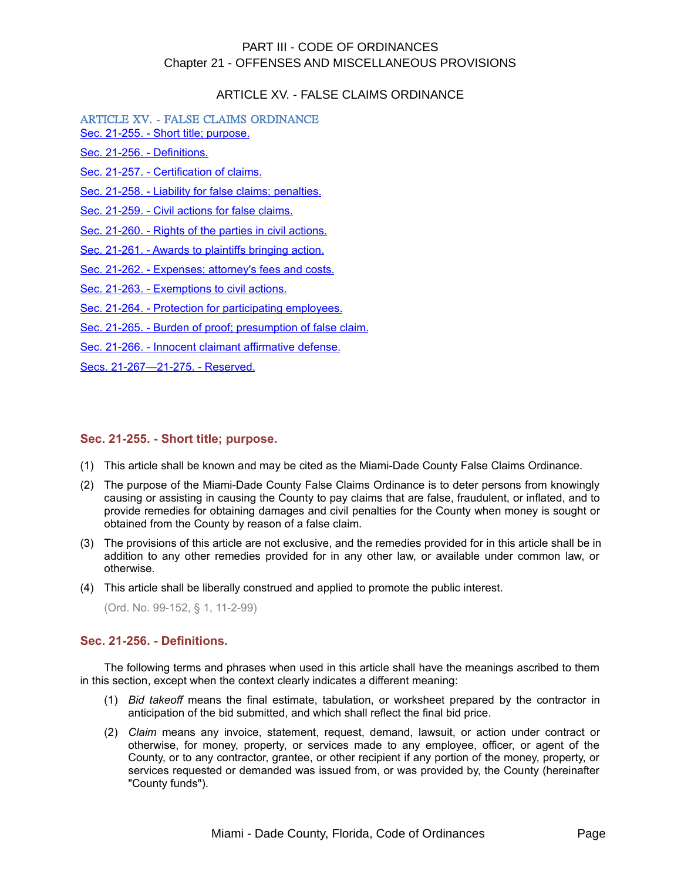PART III - CODE OF ORDINANCES
Chapter 21 - OFFENSES AND MISCELLANEOUS PROVISIONS

# ARTICLE XV. - FALSE CLAIMS ORDINANCE

ARTICLE XV. - FALSE CLAIMS ORDINANCE

- Sec. 21-255. - Short title; purpose.
- Sec. 21-256. - Definitions.
- Sec. 21-257. - Certification of claims.
- Sec. 21-258. - Liability for false claims; penalties.
- Sec. 21-259. - Civil actions for false claims.
- Sec. 21-260. - Rights of the parties in civil actions.
- Sec. 21-261. - Awards to plaintiffs bringing action.
- Sec. 21-262. - Expenses; attorney's fees and costs.
- Sec. 21-263. - Exemptions to civil actions.
- Sec. 21-264. - Protection for participating employees.
- Sec. 21-265. - Burden of proof; presumption of false claim.
- Sec. 21-266. - Innocent claimant affirmative defense.
- Secs. 21-267—21-275. - Reserved.

## Sec. 21-255. - Short title; purpose.

(1) This article shall be known and may be cited as the Miami-Dade County False Claims Ordinance.

(2) The purpose of the Miami-Dade County False Claims Ordinance is to deter persons from knowingly causing or assisting in causing the County to pay claims that are false, fraudulent, or inflated, and to provide remedies for obtaining damages and civil penalties for the County when money is sought or obtained from the County by reason of a false claim.

(3) The provisions of this article are not exclusive, and the remedies provided for in this article shall be in addition to any other remedies provided for in any other law, or available under common law, or otherwise.

(4) This article shall be liberally construed and applied to promote the public interest.

(Ord. No. 99-152, § 1, 11-2-99)

## Sec. 21-256. - Definitions.

The following terms and phrases when used in this article shall have the meanings ascribed to them in this section, except when the context clearly indicates a different meaning:

(1) *Bid takeoff* means the final estimate, tabulation, or worksheet prepared by the contractor in anticipation of the bid submitted, and which shall reflect the final bid price.

(2) *Claim* means any invoice, statement, request, demand, lawsuit, or action under contract or otherwise, for money, property, or services made to any employee, officer, or agent of the County, or to any contractor, grantee, or other recipient if any portion of the money, property, or services requested or demanded was issued from, or was provided by, the County (hereinafter "County funds").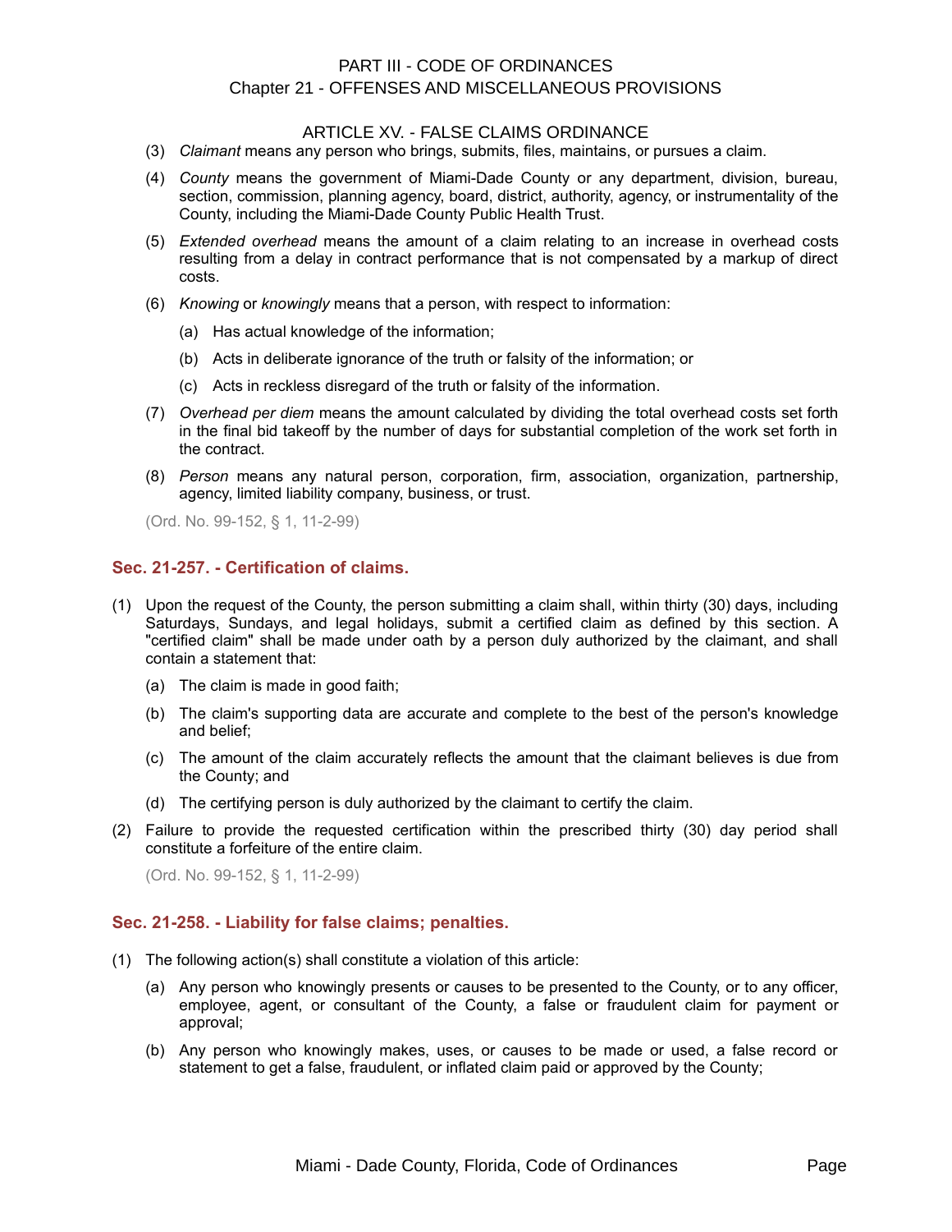(3) *Claimant* means any person who brings, submits, files, maintains, or pursues a claim.

(4) *County* means the government of Miami-Dade County or any department, division, bureau, section, commission, planning agency, board, district, authority, agency, or instrumentality of the County, including the Miami-Dade County Public Health Trust.

(5) *Extended overhead* means the amount of a claim relating to an increase in overhead costs resulting from a delay in contract performance that is not compensated by a markup of direct costs.

(6) *Knowing* or *knowingly* means that a person, with respect to information:

(a) Has actual knowledge of the information;

(b) Acts in deliberate ignorance of the truth or falsity of the information; or

(c) Acts in reckless disregard of the truth or falsity of the information.

(7) *Overhead per diem* means the amount calculated by dividing the total overhead costs set forth in the final bid takeoff by the number of days for substantial completion of the work set forth in the contract.

(8) *Person* means any natural person, corporation, firm, association, organization, partnership, agency, limited liability company, business, or trust.

(Ord. No. 99-152, § 1, 11-2-99)

### Sec. 21-257. - Certification of claims.

(1) Upon the request of the County, the person submitting a claim shall, within thirty (30) days, including Saturdays, Sundays, and legal holidays, submit a certified claim as defined by this section. A "certified claim" shall be made under oath by a person duly authorized by the claimant, and shall contain a statement that:

(a) The claim is made in good faith;

(b) The claim's supporting data are accurate and complete to the best of the person's knowledge and belief;

(c) The amount of the claim accurately reflects the amount that the claimant believes is due from the County; and

(d) The certifying person is duly authorized by the claimant to certify the claim.

(2) Failure to provide the requested certification within the prescribed thirty (30) day period shall constitute a forfeiture of the entire claim.

(Ord. No. 99-152, § 1, 11-2-99)

### Sec. 21-258. - Liability for false claims; penalties.

(1) The following action(s) shall constitute a violation of this article:

(a) Any person who knowingly presents or causes to be presented to the County, or to any officer, employee, agent, or consultant of the County, a false or fraudulent claim for payment or approval;

(b) Any person who knowingly makes, uses, or causes to be made or used, a false record or statement to get a false, fraudulent, or inflated claim paid or approved by the County;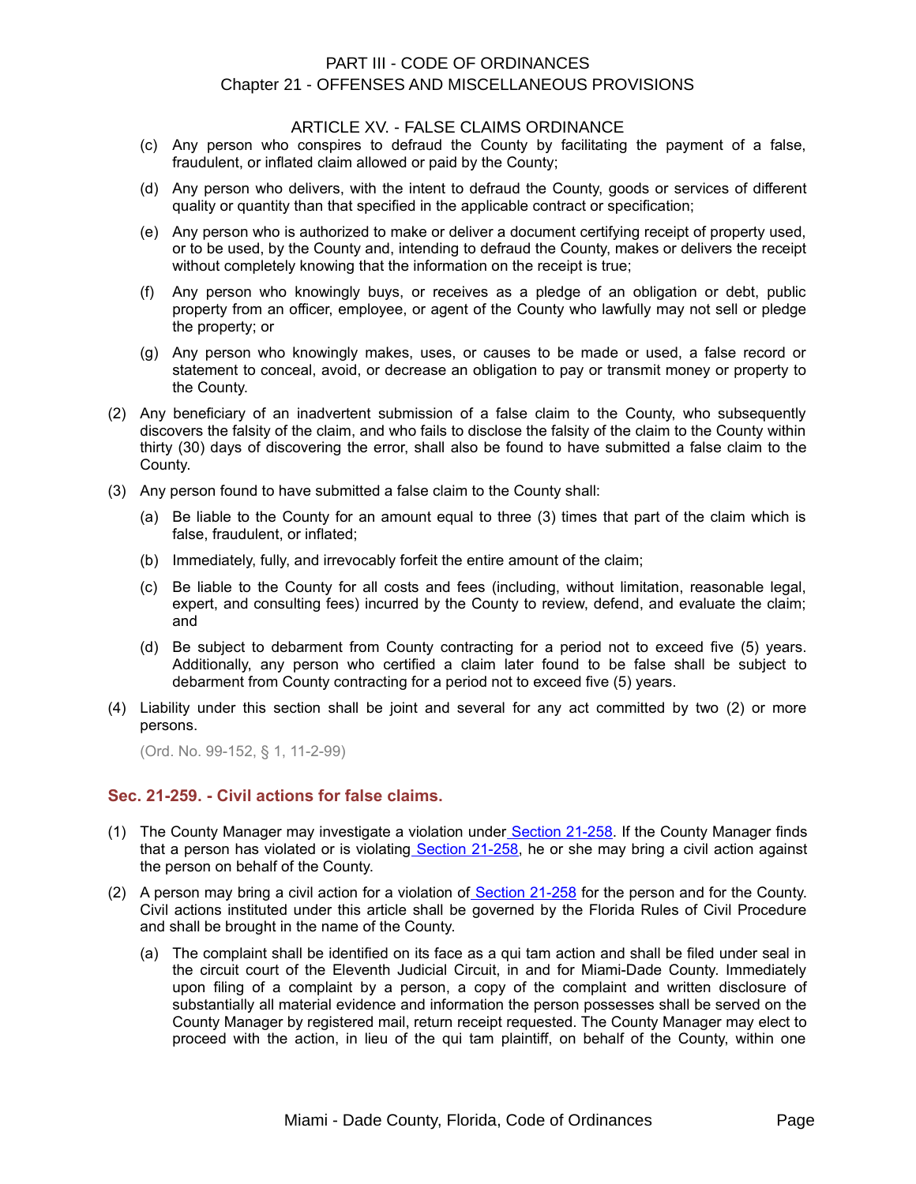- (c) Any person who conspires to defraud the County by facilitating the payment of a false, fraudulent, or inflated claim allowed or paid by the County;
- (d) Any person who delivers, with the intent to defraud the County, goods or services of different quality or quantity than that specified in the applicable contract or specification;
- (e) Any person who is authorized to make or deliver a document certifying receipt of property used, or to be used, by the County and, intending to defraud the County, makes or delivers the receipt without completely knowing that the information on the receipt is true;
- (f) Any person who knowingly buys, or receives as a pledge of an obligation or debt, public property from an officer, employee, or agent of the County who lawfully may not sell or pledge the property; or
- (g) Any person who knowingly makes, uses, or causes to be made or used, a false record or statement to conceal, avoid, or decrease an obligation to pay or transmit money or property to the County.

(2) Any beneficiary of an inadvertent submission of a false claim to the County, who subsequently discovers the falsity of the claim, and who fails to disclose the falsity of the claim to the County within thirty (30) days of discovering the error, shall also be found to have submitted a false claim to the County.

(3) Any person found to have submitted a false claim to the County shall:

- (a) Be liable to the County for an amount equal to three (3) times that part of the claim which is false, fraudulent, or inflated;
- (b) Immediately, fully, and irrevocably forfeit the entire amount of the claim;
- (c) Be liable to the County for all costs and fees (including, without limitation, reasonable legal, expert, and consulting fees) incurred by the County to review, defend, and evaluate the claim; and
- (d) Be subject to debarment from County contracting for a period not to exceed five (5) years. Additionally, any person who certified a claim later found to be false shall be subject to debarment from County contracting for a period not to exceed five (5) years.

(4) Liability under this section shall be joint and several for any act committed by two (2) or more persons.

(Ord. No. 99-152, § 1, 11-2-99)

## Sec. 21-259. - Civil actions for false claims.

(1) The County Manager may investigate a violation under Section 21-258. If the County Manager finds that a person has violated or is violating Section 21-258, he or she may bring a civil action against the person on behalf of the County.

(2) A person may bring a civil action for a violation of Section 21-258 for the person and for the County. Civil actions instituted under this article shall be governed by the Florida Rules of Civil Procedure and shall be brought in the name of the County.

- (a) The complaint shall be identified on its face as a qui tam action and shall be filed under seal in the circuit court of the Eleventh Judicial Circuit, in and for Miami-Dade County. Immediately upon filing of a complaint by a person, a copy of the complaint and written disclosure of substantially all material evidence and information the person possesses shall be served on the County Manager by registered mail, return receipt requested. The County Manager may elect to proceed with the action, in lieu of the qui tam plaintiff, on behalf of the County, within one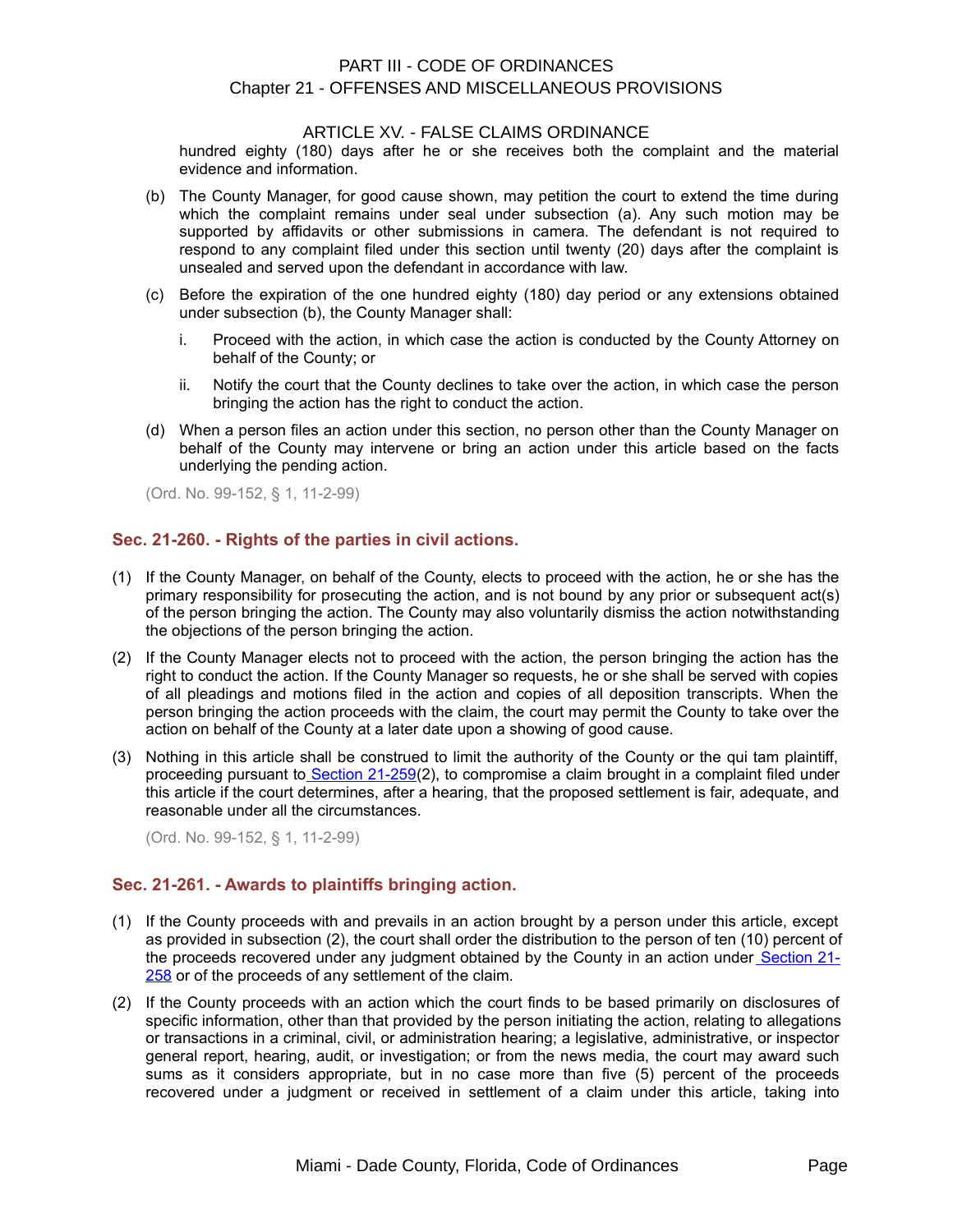hundred eighty (180) days after he or she receives both the complaint and the material evidence and information.

(b) The County Manager, for good cause shown, may petition the court to extend the time during which the complaint remains under seal under subsection (a). Any such motion may be supported by affidavits or other submissions in camera. The defendant is not required to respond to any complaint filed under this section until twenty (20) days after the complaint is unsealed and served upon the defendant in accordance with law.

(c) Before the expiration of the one hundred eighty (180) day period or any extensions obtained under subsection (b), the County Manager shall:

i. Proceed with the action, in which case the action is conducted by the County Attorney on behalf of the County; or

ii. Notify the court that the County declines to take over the action, in which case the person bringing the action has the right to conduct the action.

(d) When a person files an action under this section, no person other than the County Manager on behalf of the County may intervene or bring an action under this article based on the facts underlying the pending action.

(Ord. No. 99-152, § 1, 11-2-99)

## Sec. 21-260. - Rights of the parties in civil actions.

(1) If the County Manager, on behalf of the County, elects to proceed with the action, he or she has the primary responsibility for prosecuting the action, and is not bound by any prior or subsequent act(s) of the person bringing the action. The County may also voluntarily dismiss the action notwithstanding the objections of the person bringing the action.

(2) If the County Manager elects not to proceed with the action, the person bringing the action has the right to conduct the action. If the County Manager so requests, he or she shall be served with copies of all pleadings and motions filed in the action and copies of all deposition transcripts. When the person bringing the action proceeds with the claim, the court may permit the County to take over the action on behalf of the County at a later date upon a showing of good cause.

(3) Nothing in this article shall be construed to limit the authority of the County or the qui tam plaintiff, proceeding pursuant to Section 21-259(2), to compromise a claim brought in a complaint filed under this article if the court determines, after a hearing, that the proposed settlement is fair, adequate, and reasonable under all the circumstances.

(Ord. No. 99-152, § 1, 11-2-99)

## Sec. 21-261. - Awards to plaintiffs bringing action.

(1) If the County proceeds with and prevails in an action brought by a person under this article, except as provided in subsection (2), the court shall order the distribution to the person of ten (10) percent of the proceeds recovered under any judgment obtained by the County in an action under Section 21-258 or of the proceeds of any settlement of the claim.

(2) If the County proceeds with an action which the court finds to be based primarily on disclosures of specific information, other than that provided by the person initiating the action, relating to allegations or transactions in a criminal, civil, or administration hearing; a legislative, administrative, or inspector general report, hearing, audit, or investigation; or from the news media, the court may award such sums as it considers appropriate, but in no case more than five (5) percent of the proceeds recovered under a judgment or received in settlement of a claim under this article, taking into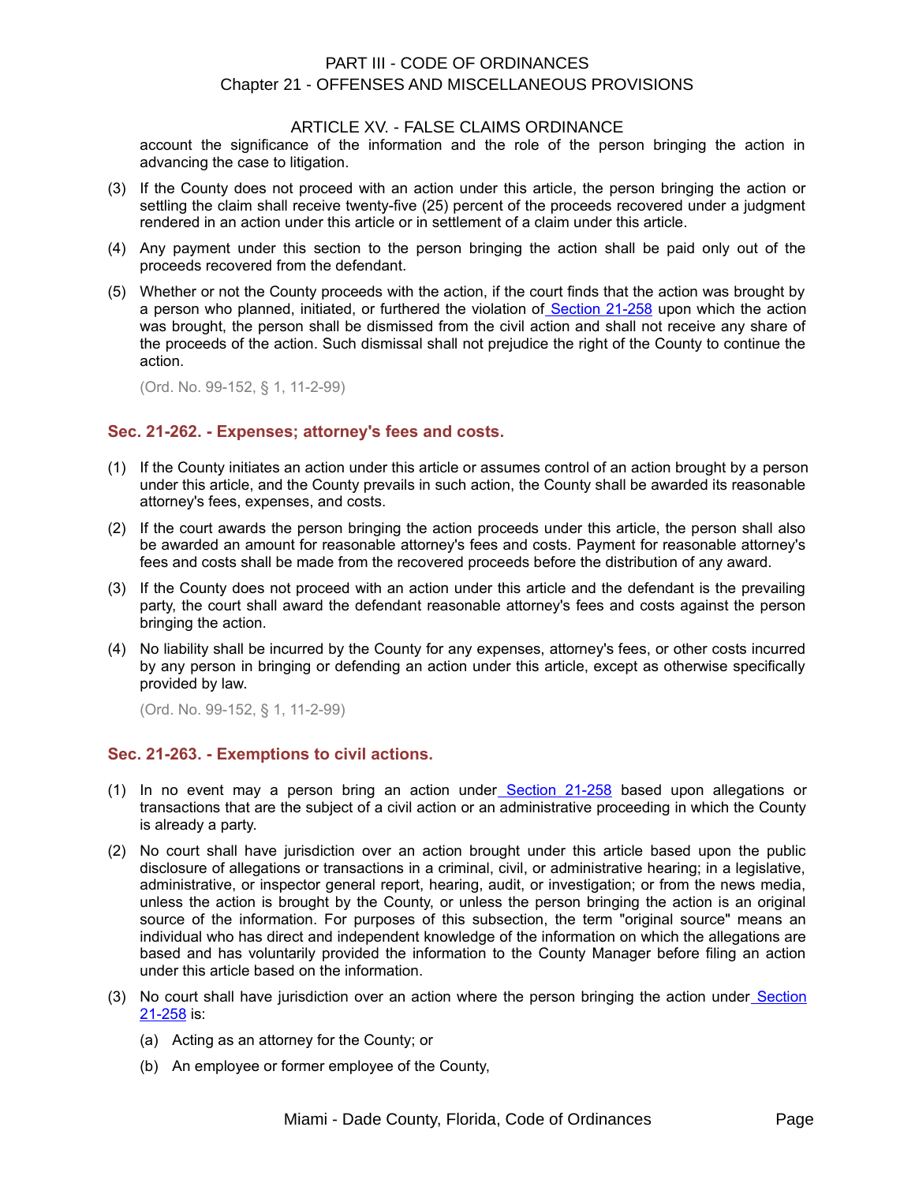account the significance of the information and the role of the person bringing the action in advancing the case to litigation.

(3) If the County does not proceed with an action under this article, the person bringing the action or settling the claim shall receive twenty-five (25) percent of the proceeds recovered under a judgment rendered in an action under this article or in settlement of a claim under this article.

(4) Any payment under this section to the person bringing the action shall be paid only out of the proceeds recovered from the defendant.

(5) Whether or not the County proceeds with the action, if the court finds that the action was brought by a person who planned, initiated, or furthered the violation of Section 21-258 upon which the action was brought, the person shall be dismissed from the civil action and shall not receive any share of the proceeds of the action. Such dismissal shall not prejudice the right of the County to continue the action.

(Ord. No. 99-152, § 1, 11-2-99)

### Sec. 21-262. - Expenses; attorney's fees and costs.

(1) If the County initiates an action under this article or assumes control of an action brought by a person under this article, and the County prevails in such action, the County shall be awarded its reasonable attorney's fees, expenses, and costs.

(2) If the court awards the person bringing the action proceeds under this article, the person shall also be awarded an amount for reasonable attorney's fees and costs. Payment for reasonable attorney's fees and costs shall be made from the recovered proceeds before the distribution of any award.

(3) If the County does not proceed with an action under this article and the defendant is the prevailing party, the court shall award the defendant reasonable attorney's fees and costs against the person bringing the action.

(4) No liability shall be incurred by the County for any expenses, attorney's fees, or other costs incurred by any person in bringing or defending an action under this article, except as otherwise specifically provided by law.

(Ord. No. 99-152, § 1, 11-2-99)

### Sec. 21-263. - Exemptions to civil actions.

(1) In no event may a person bring an action under Section 21-258 based upon allegations or transactions that are the subject of a civil action or an administrative proceeding in which the County is already a party.

(2) No court shall have jurisdiction over an action brought under this article based upon the public disclosure of allegations or transactions in a criminal, civil, or administrative hearing; in a legislative, administrative, or inspector general report, hearing, audit, or investigation; or from the news media, unless the action is brought by the County, or unless the person bringing the action is an original source of the information. For purposes of this subsection, the term "original source" means an individual who has direct and independent knowledge of the information on which the allegations are based and has voluntarily provided the information to the County Manager before filing an action under this article based on the information.

(3) No court shall have jurisdiction over an action where the person bringing the action under Section 21-258 is:

   (a) Acting as an attorney for the County; or

   (b) An employee or former employee of the County,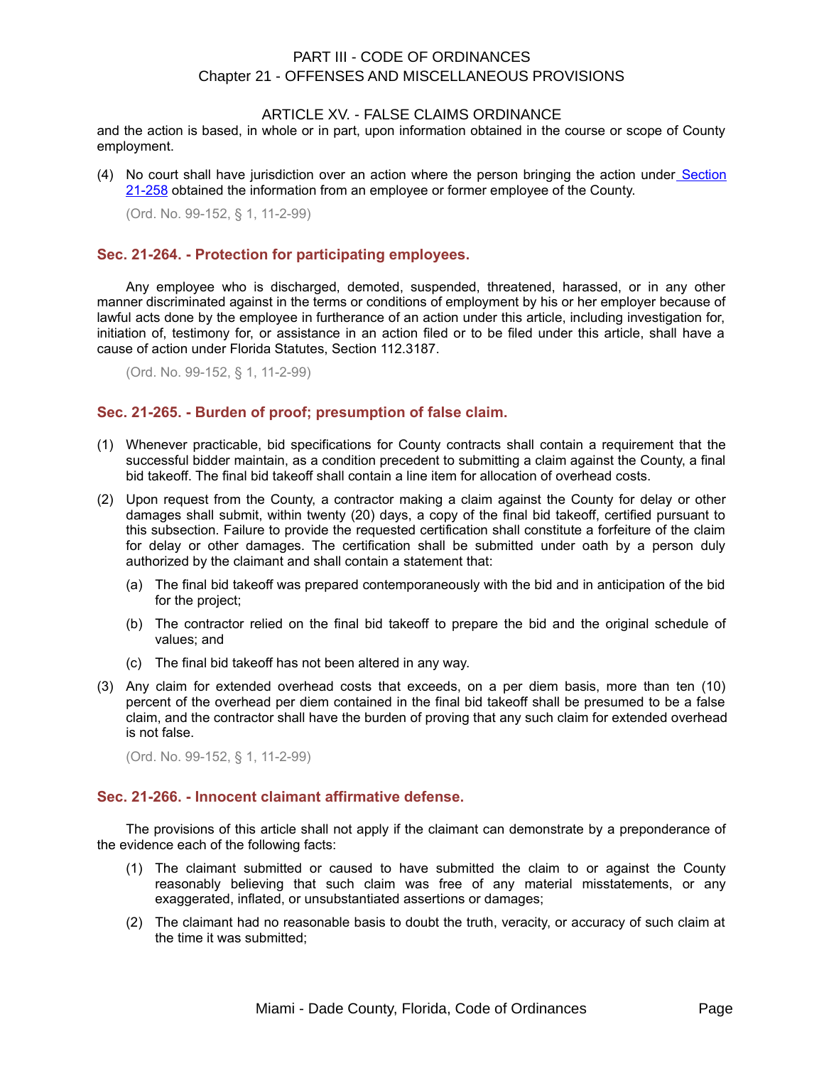and the action is based, in whole or in part, upon information obtained in the course or scope of County employment.

(4) No court shall have jurisdiction over an action where the person bringing the action under Section 21-258 obtained the information from an employee or former employee of the County.

(Ord. No. 99-152, § 1, 11-2-99)

### Sec. 21-264. - Protection for participating employees.

Any employee who is discharged, demoted, suspended, threatened, harassed, or in any other manner discriminated against in the terms or conditions of employment by his or her employer because of lawful acts done by the employee in furtherance of an action under this article, including investigation for, initiation of, testimony for, or assistance in an action filed or to be filed under this article, shall have a cause of action under Florida Statutes, Section 112.3187.

(Ord. No. 99-152, § 1, 11-2-99)

### Sec. 21-265. - Burden of proof; presumption of false claim.

(1) Whenever practicable, bid specifications for County contracts shall contain a requirement that the successful bidder maintain, as a condition precedent to submitting a claim against the County, a final bid takeoff. The final bid takeoff shall contain a line item for allocation of overhead costs.

(2) Upon request from the County, a contractor making a claim against the County for delay or other damages shall submit, within twenty (20) days, a copy of the final bid takeoff, certified pursuant to this subsection. Failure to provide the requested certification shall constitute a forfeiture of the claim for delay or other damages. The certification shall be submitted under oath by a person duly authorized by the claimant and shall contain a statement that:

   (a) The final bid takeoff was prepared contemporaneously with the bid and in anticipation of the bid for the project;

   (b) The contractor relied on the final bid takeoff to prepare the bid and the original schedule of values; and

   (c) The final bid takeoff has not been altered in any way.

(3) Any claim for extended overhead costs that exceeds, on a per diem basis, more than ten (10) percent of the overhead per diem contained in the final bid takeoff shall be presumed to be a false claim, and the contractor shall have the burden of proving that any such claim for extended overhead is not false.

(Ord. No. 99-152, § 1, 11-2-99)

### Sec. 21-266. - Innocent claimant affirmative defense.

The provisions of this article shall not apply if the claimant can demonstrate by a preponderance of the evidence each of the following facts:

(1) The claimant submitted or caused to have submitted the claim to or against the County reasonably believing that such claim was free of any material misstatements, or any exaggerated, inflated, or unsubstantiated assertions or damages;

(2) The claimant had no reasonable basis to doubt the truth, veracity, or accuracy of such claim at the time it was submitted;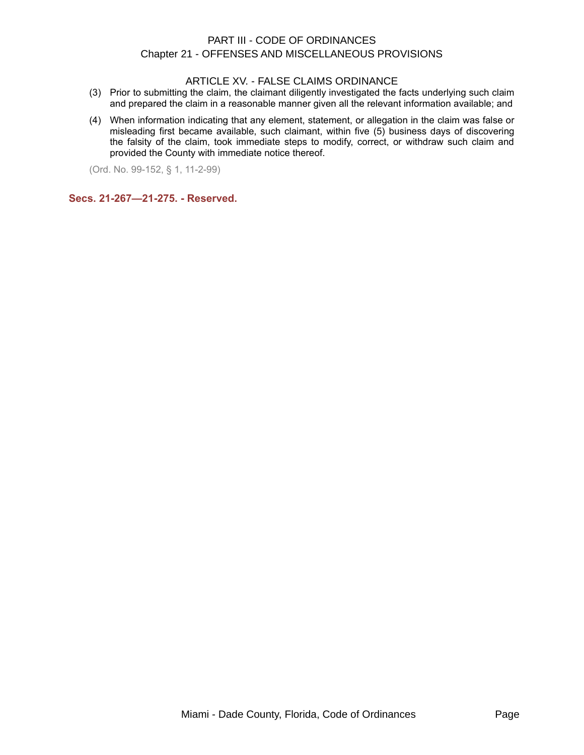(3) Prior to submitting the claim, the claimant diligently investigated the facts underlying such claim and prepared the claim in a reasonable manner given all the relevant information available; and

(4) When information indicating that any element, statement, or allegation in the claim was false or misleading first became available, such claimant, within five (5) business days of discovering the falsity of the claim, took immediate steps to modify, correct, or withdraw such claim and provided the County with immediate notice thereof.

(Ord. No. 99-152, § 1, 11-2-99)

### Secs. 21-267—21-275. - Reserved.